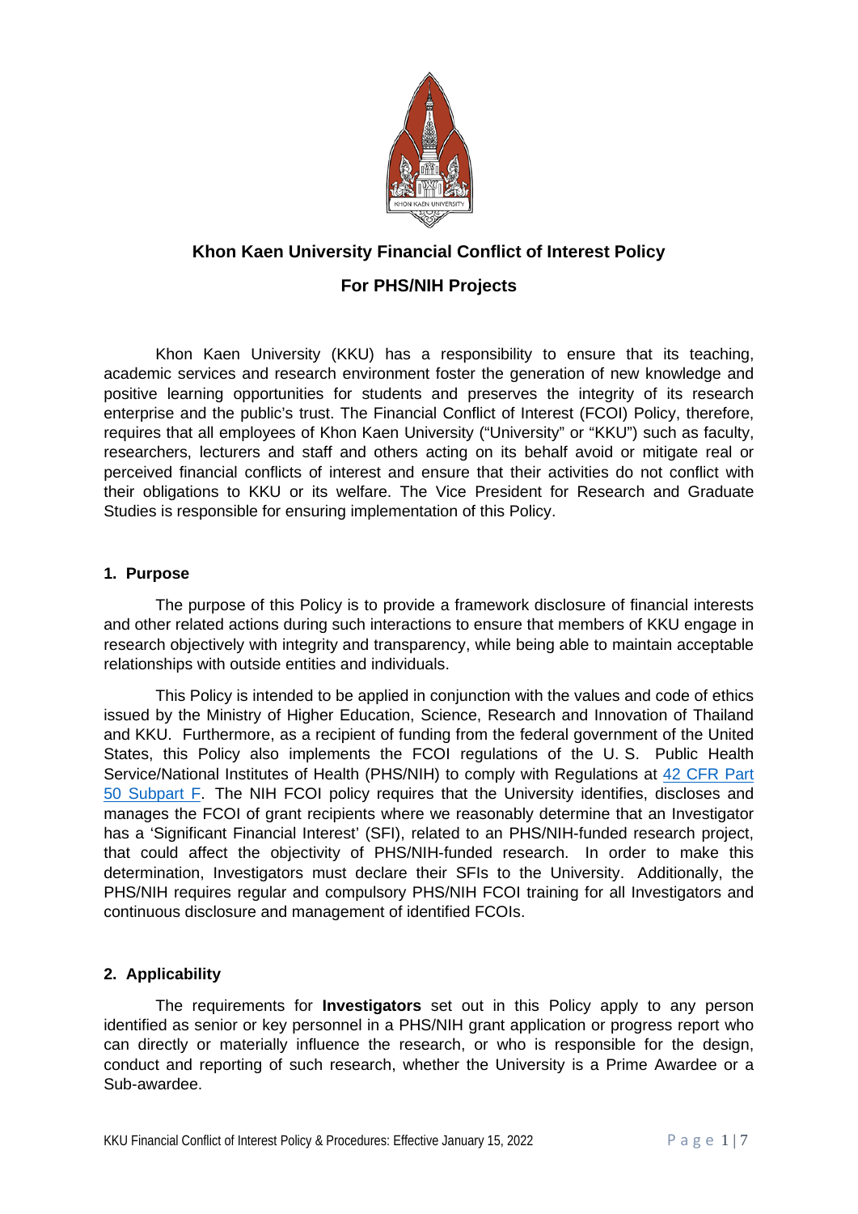# Khon Kaen University Financial Conflict of Interest Policy

## For PHS/NIH Projects

Khon Kaen University (KKU) has a responsibility to ensure that its teaching, academic services and research environment foster the generation of new knowledge and positive learning opportunities for students and preserves the integrity of its research enterprise and the public's trust. The Financial Conflict of Interest (FCOI) Policy, therefore, requires that all employees of Khon Kaen University ("University" or "KKU") such as faculty, researchers, lecturers and staff and others acting on its behalf avoid or mitigate real or perceived financial conflicts of interest and ensure that their activities do not conflict with their obligations to KKU or its welfare. The Vice President for Research and Graduate Studies is responsible for ensuring implementation of this Policy.

### 1. Purpose

The purpose of this Policy is to provide a framework disclosure of financial interests and other related actions during such interactions to ensure that members of KKU engage in research objectively with integrity and transparency, while being able to maintain acceptable relationships with outside entities and individuals.

This Policy is intended to be applied in conjunction with the values and code of ethics issued by the Ministry of Higher Education, Science, Research and Innovation of Thailand and KKU. Furthermore, as a recipient of funding from the federal government of the United States, this Policy also implements the FCOI regulations of the U. S. Public Health Service/National Institutes of Health (PHS/NIH) to comply with Regulations at 42 CFR Part 50 Subpart F. The NIH FCOI policy requires that the University identifies, discloses and manages the FCOI of grant recipients where we reasonably determine that an Investigator has a 'Significant Financial Interest' (SFI), related to an PHS/NIH-funded research project, that could affect the objectivity of PHS/NIH-funded research. In order to make this determination, Investigators must declare their SFIs to the University. Additionally, the PHS/NIH requires regular and compulsory PHS/NIH FCOI training for all Investigators and continuous disclosure and management of identified FCOIs.

### 2. Applicability

The requirements for **Investigators** set out in this Policy apply to any person identified as senior or key personnel in a PHS/NIH grant application or progress report who can directly or materially influence the research, or who is responsible for the design, conduct and reporting of such research, whether the University is a Prime Awardee or a Sub-awardee.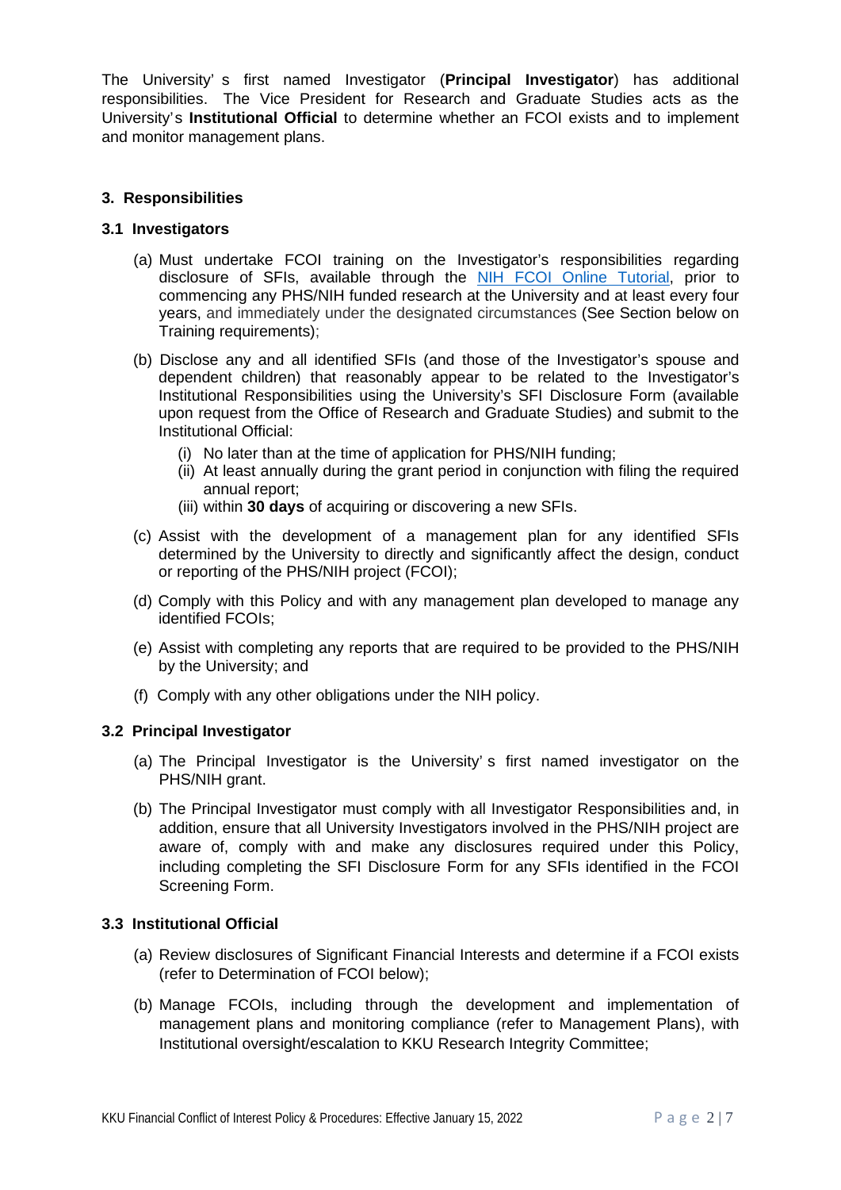The University' s first named Investigator (**Principal Investigator**) has additional responsibilities. The Vice President for Research and Graduate Studies acts as the University's **Institutional Official** to determine whether an FCOI exists and to implement and monitor management plans.

## 3. Responsibilities

### 3.1 Investigators

(a) Must undertake FCOI training on the Investigator's responsibilities regarding disclosure of SFIs, available through the [NIH FCOI Online Tutorial](NIH FCOI Online Tutorial), prior to commencing any PHS/NIH funded research at the University and at least every four years, and immediately under the designated circumstances (See Section below on Training requirements);

(b) Disclose any and all identified SFIs (and those of the Investigator's spouse and dependent children) that reasonably appear to be related to the Investigator's Institutional Responsibilities using the University's SFI Disclosure Form (available upon request from the Office of Research and Graduate Studies) and submit to the Institutional Official:

   (i) No later than at the time of application for PHS/NIH funding;
   (ii) At least annually during the grant period in conjunction with filing the required annual report;
   (iii) within **30 days** of acquiring or discovering a new SFIs.

(c) Assist with the development of a management plan for any identified SFIs determined by the University to directly and significantly affect the design, conduct or reporting of the PHS/NIH project (FCOI);

(d) Comply with this Policy and with any management plan developed to manage any identified FCOIs;

(e) Assist with completing any reports that are required to be provided to the PHS/NIH by the University; and

(f) Comply with any other obligations under the NIH policy.

### 3.2 Principal Investigator

(a) The Principal Investigator is the University' s first named investigator on the PHS/NIH grant.

(b) The Principal Investigator must comply with all Investigator Responsibilities and, in addition, ensure that all University Investigators involved in the PHS/NIH project are aware of, comply with and make any disclosures required under this Policy, including completing the SFI Disclosure Form for any SFIs identified in the FCOI Screening Form.

### 3.3 Institutional Official

(a) Review disclosures of Significant Financial Interests and determine if a FCOI exists (refer to Determination of FCOI below);

(b) Manage FCOIs, including through the development and implementation of management plans and monitoring compliance (refer to Management Plans), with Institutional oversight/escalation to KKU Research Integrity Committee;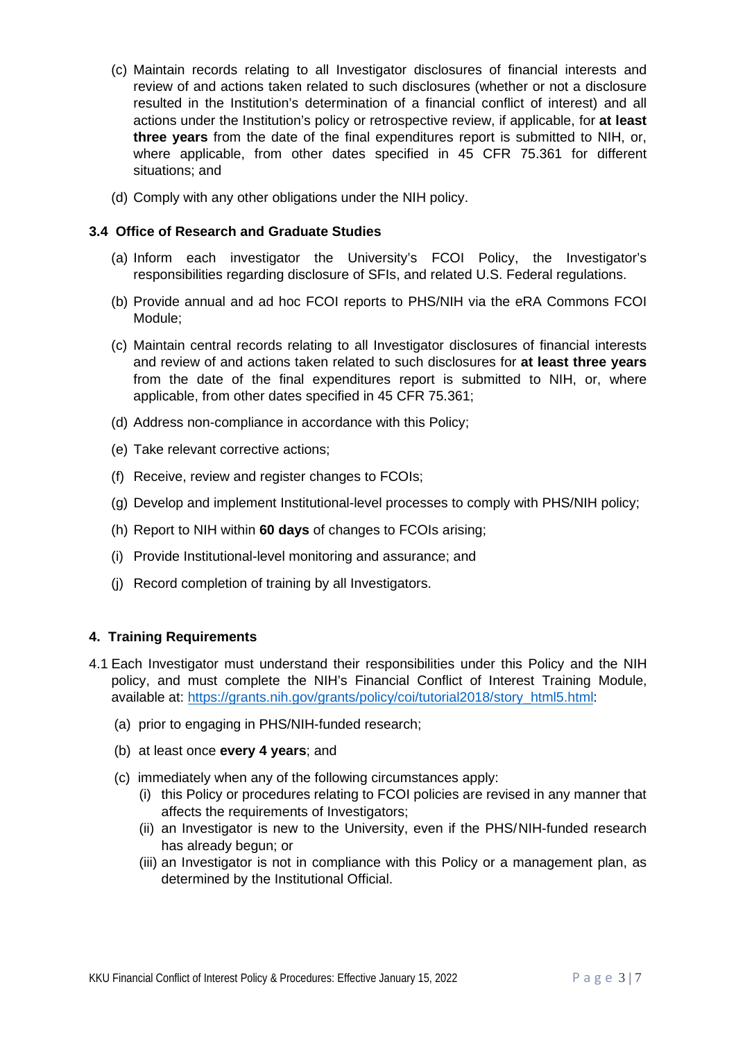(c) Maintain records relating to all Investigator disclosures of financial interests and review of and actions taken related to such disclosures (whether or not a disclosure resulted in the Institution's determination of a financial conflict of interest) and all actions under the Institution's policy or retrospective review, if applicable, for **at least three years** from the date of the final expenditures report is submitted to NIH, or, where applicable, from other dates specified in 45 CFR 75.361 for different situations; and

(d) Comply with any other obligations under the NIH policy.

### 3.4 Office of Research and Graduate Studies

(a) Inform each investigator the University's FCOI Policy, the Investigator's responsibilities regarding disclosure of SFIs, and related U.S. Federal regulations.

(b) Provide annual and ad hoc FCOI reports to PHS/NIH via the eRA Commons FCOI Module;

(c) Maintain central records relating to all Investigator disclosures of financial interests and review of and actions taken related to such disclosures for **at least three years** from the date of the final expenditures report is submitted to NIH, or, where applicable, from other dates specified in 45 CFR 75.361;

(d) Address non-compliance in accordance with this Policy;

(e) Take relevant corrective actions;

(f) Receive, review and register changes to FCOIs;

(g) Develop and implement Institutional-level processes to comply with PHS/NIH policy;

(h) Report to NIH within **60 days** of changes to FCOIs arising;

(i) Provide Institutional-level monitoring and assurance; and

(j) Record completion of training by all Investigators.

## 4. Training Requirements

4.1 Each Investigator must understand their responsibilities under this Policy and the NIH policy, and must complete the NIH's Financial Conflict of Interest Training Module, available at: [https://grants.nih.gov/grants/policy/coi/tutorial2018/story_html5.html](https://grants.nih.gov/grants/policy/coi/tutorial2018/story_html5.html):

(a) prior to engaging in PHS/NIH-funded research;

(b) at least once **every 4 years**; and

(c) immediately when any of the following circumstances apply:

(i) this Policy or procedures relating to FCOI policies are revised in any manner that affects the requirements of Investigators;

(ii) an Investigator is new to the University, even if the PHS/NIH-funded research has already begun; or

(iii) an Investigator is not in compliance with this Policy or a management plan, as determined by the Institutional Official.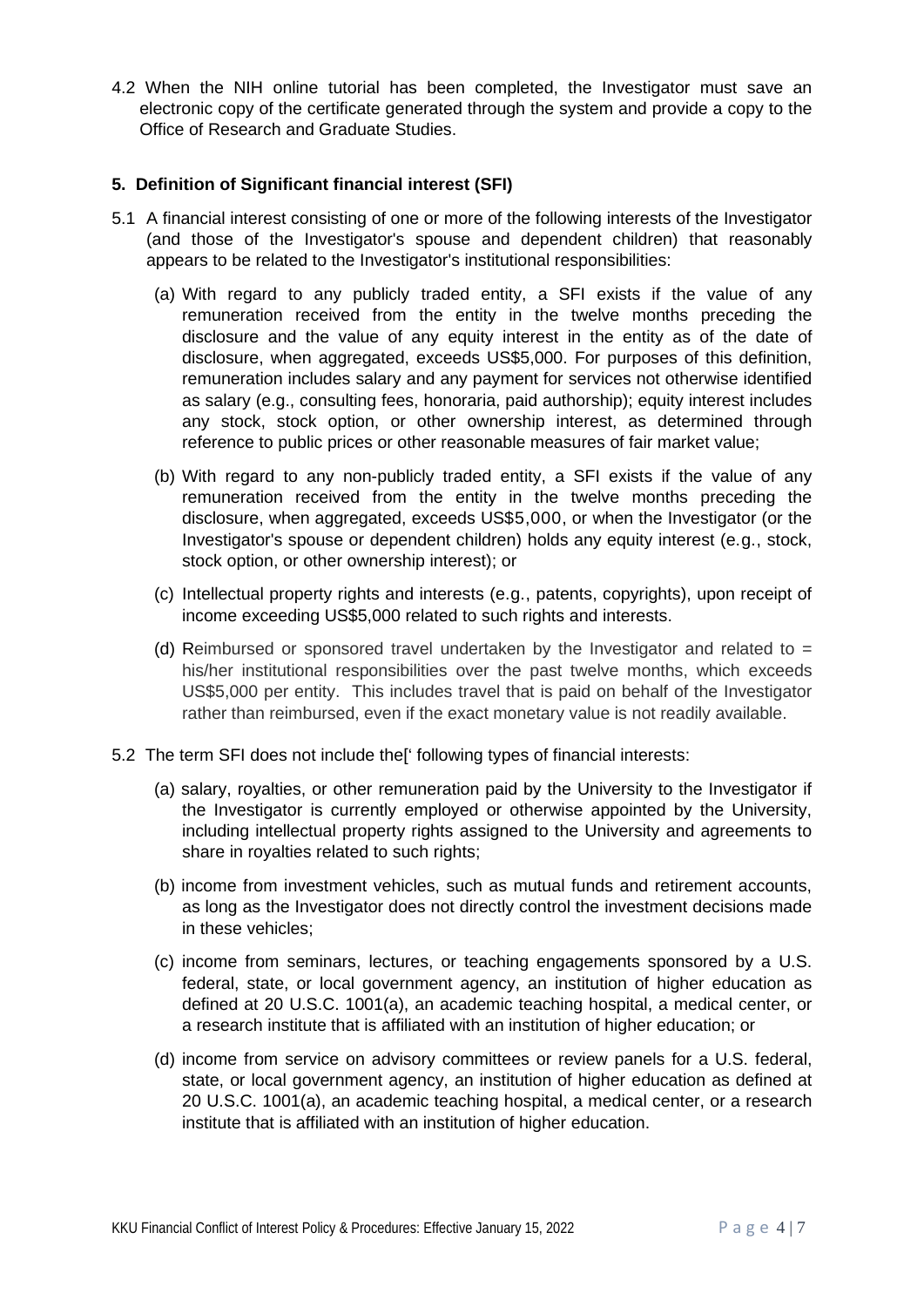4.2 When the NIH online tutorial has been completed, the Investigator must save an electronic copy of the certificate generated through the system and provide a copy to the Office of Research and Graduate Studies.

**5. Definition of Significant financial interest (SFI)**

5.1 A financial interest consisting of one or more of the following interests of the Investigator (and those of the Investigator's spouse and dependent children) that reasonably appears to be related to the Investigator's institutional responsibilities:

(a) With regard to any publicly traded entity, a SFI exists if the value of any remuneration received from the entity in the twelve months preceding the disclosure and the value of any equity interest in the entity as of the date of disclosure, when aggregated, exceeds US$5,000. For purposes of this definition, remuneration includes salary and any payment for services not otherwise identified as salary (e.g., consulting fees, honoraria, paid authorship); equity interest includes any stock, stock option, or other ownership interest, as determined through reference to public prices or other reasonable measures of fair market value;

(b) With regard to any non-publicly traded entity, a SFI exists if the value of any remuneration received from the entity in the twelve months preceding the disclosure, when aggregated, exceeds US$5,000, or when the Investigator (or the Investigator's spouse or dependent children) holds any equity interest (e.g., stock, stock option, or other ownership interest); or

(c) Intellectual property rights and interests (e.g., patents, copyrights), upon receipt of income exceeding US$5,000 related to such rights and interests.

(d) Reimbursed or sponsored travel undertaken by the Investigator and related to = his/her institutional responsibilities over the past twelve months, which exceeds US$5,000 per entity. This includes travel that is paid on behalf of the Investigator rather than reimbursed, even if the exact monetary value is not readily available.

5.2 The term SFI does not include the[' following types of financial interests:

(a) salary, royalties, or other remuneration paid by the University to the Investigator if the Investigator is currently employed or otherwise appointed by the University, including intellectual property rights assigned to the University and agreements to share in royalties related to such rights;

(b) income from investment vehicles, such as mutual funds and retirement accounts, as long as the Investigator does not directly control the investment decisions made in these vehicles;

(c) income from seminars, lectures, or teaching engagements sponsored by a U.S. federal, state, or local government agency, an institution of higher education as defined at 20 U.S.C. 1001(a), an academic teaching hospital, a medical center, or a research institute that is affiliated with an institution of higher education; or

(d) income from service on advisory committees or review panels for a U.S. federal, state, or local government agency, an institution of higher education as defined at 20 U.S.C. 1001(a), an academic teaching hospital, a medical center, or a research institute that is affiliated with an institution of higher education.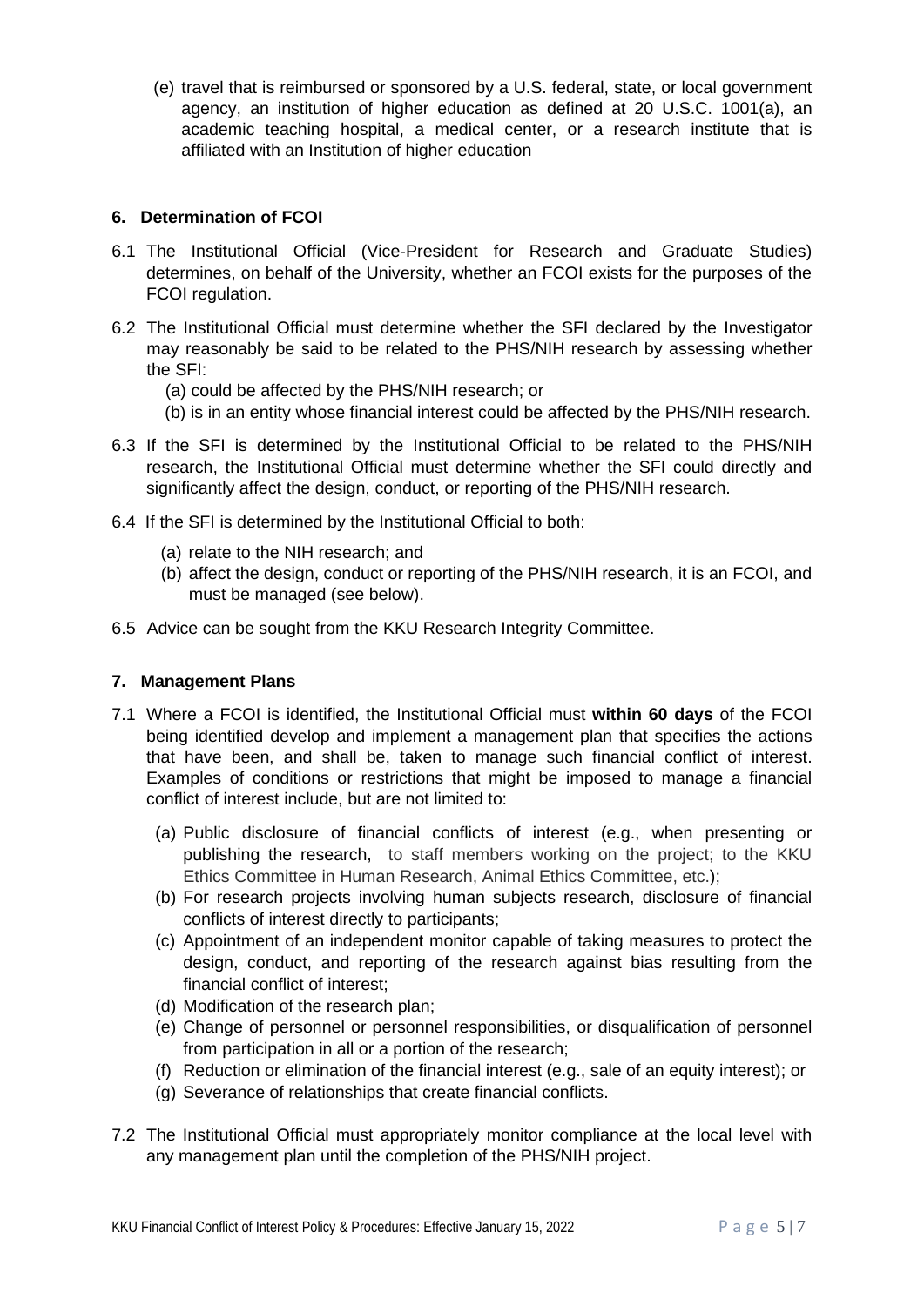(e) travel that is reimbursed or sponsored by a U.S. federal, state, or local government agency, an institution of higher education as defined at 20 U.S.C. 1001(a), an academic teaching hospital, a medical center, or a research institute that is affiliated with an Institution of higher education

## 6. Determination of FCOI

6.1 The Institutional Official (Vice-President for Research and Graduate Studies) determines, on behalf of the University, whether an FCOI exists for the purposes of the FCOI regulation.

6.2 The Institutional Official must determine whether the SFI declared by the Investigator may reasonably be said to be related to the PHS/NIH research by assessing whether the SFI:

(a) could be affected by the PHS/NIH research; or

(b) is in an entity whose financial interest could be affected by the PHS/NIH research.

6.3 If the SFI is determined by the Institutional Official to be related to the PHS/NIH research, the Institutional Official must determine whether the SFI could directly and significantly affect the design, conduct, or reporting of the PHS/NIH research.

6.4 If the SFI is determined by the Institutional Official to both:

(a) relate to the NIH research; and

(b) affect the design, conduct or reporting of the PHS/NIH research, it is an FCOI, and must be managed (see below).

6.5 Advice can be sought from the KKU Research Integrity Committee.

## 7. Management Plans

7.1 Where a FCOI is identified, the Institutional Official must **within 60 days** of the FCOI being identified develop and implement a management plan that specifies the actions that have been, and shall be, taken to manage such financial conflict of interest. Examples of conditions or restrictions that might be imposed to manage a financial conflict of interest include, but are not limited to:

(a) Public disclosure of financial conflicts of interest (e.g., when presenting or publishing the research, to staff members working on the project; to the KKU Ethics Committee in Human Research, Animal Ethics Committee, etc.);

(b) For research projects involving human subjects research, disclosure of financial conflicts of interest directly to participants;

(c) Appointment of an independent monitor capable of taking measures to protect the design, conduct, and reporting of the research against bias resulting from the financial conflict of interest;

(d) Modification of the research plan;

(e) Change of personnel or personnel responsibilities, or disqualification of personnel from participation in all or a portion of the research;

(f) Reduction or elimination of the financial interest (e.g., sale of an equity interest); or

(g) Severance of relationships that create financial conflicts.

7.2 The Institutional Official must appropriately monitor compliance at the local level with any management plan until the completion of the PHS/NIH project.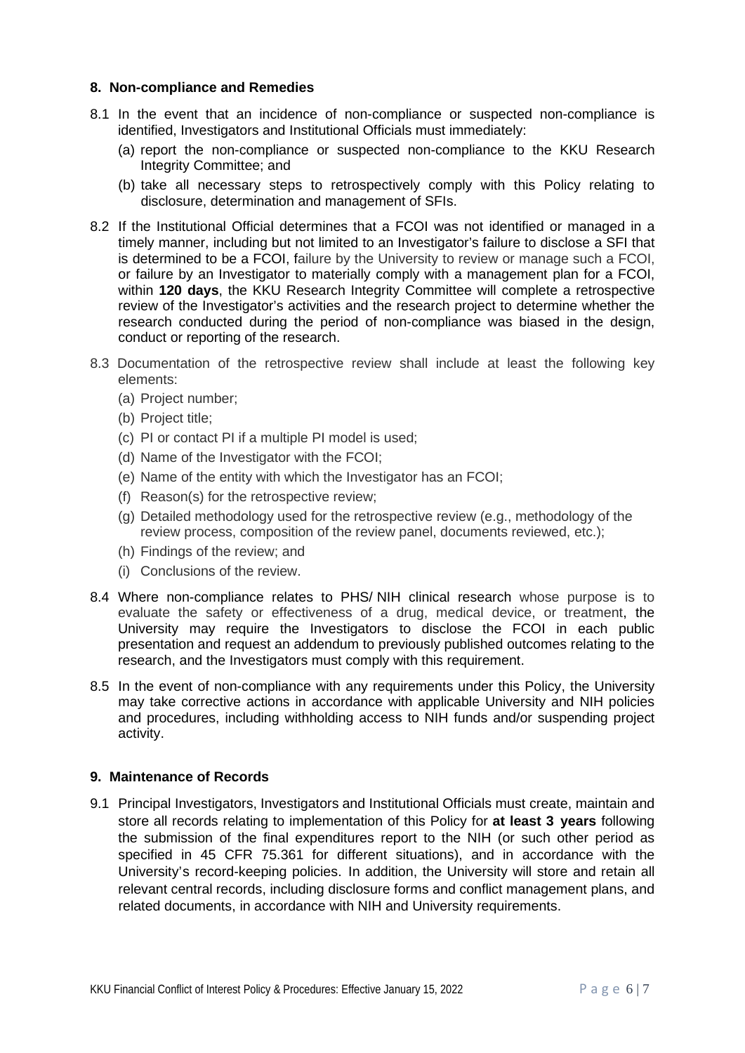## 8. Non-compliance and Remedies

8.1 In the event that an incidence of non-compliance or suspected non-compliance is identified, Investigators and Institutional Officials must immediately:

   (a) report the non-compliance or suspected non-compliance to the KKU Research Integrity Committee; and

   (b) take all necessary steps to retrospectively comply with this Policy relating to disclosure, determination and management of SFIs.

8.2 If the Institutional Official determines that a FCOI was not identified or managed in a timely manner, including but not limited to an Investigator's failure to disclose a SFI that is determined to be a FCOI, failure by the University to review or manage such a FCOI, or failure by an Investigator to materially comply with a management plan for a FCOI, within **120 days**, the KKU Research Integrity Committee will complete a retrospective review of the Investigator's activities and the research project to determine whether the research conducted during the period of non-compliance was biased in the design, conduct or reporting of the research.

8.3 Documentation of the retrospective review shall include at least the following key elements:

   (a) Project number;

   (b) Project title;

   (c) PI or contact PI if a multiple PI model is used;

   (d) Name of the Investigator with the FCOI;

   (e) Name of the entity with which the Investigator has an FCOI;

   (f) Reason(s) for the retrospective review;

   (g) Detailed methodology used for the retrospective review (e.g., methodology of the review process, composition of the review panel, documents reviewed, etc.);

   (h) Findings of the review; and

   (i) Conclusions of the review.

8.4 Where non-compliance relates to PHS/ NIH clinical research whose purpose is to evaluate the safety or effectiveness of a drug, medical device, or treatment, the University may require the Investigators to disclose the FCOI in each public presentation and request an addendum to previously published outcomes relating to the research, and the Investigators must comply with this requirement.

8.5 In the event of non-compliance with any requirements under this Policy, the University may take corrective actions in accordance with applicable University and NIH policies and procedures, including withholding access to NIH funds and/or suspending project activity.

## 9. Maintenance of Records

9.1 Principal Investigators, Investigators and Institutional Officials must create, maintain and store all records relating to implementation of this Policy for **at least 3 years** following the submission of the final expenditures report to the NIH (or such other period as specified in 45 CFR 75.361 for different situations), and in accordance with the University's record-keeping policies. In addition, the University will store and retain all relevant central records, including disclosure forms and conflict management plans, and related documents, in accordance with NIH and University requirements.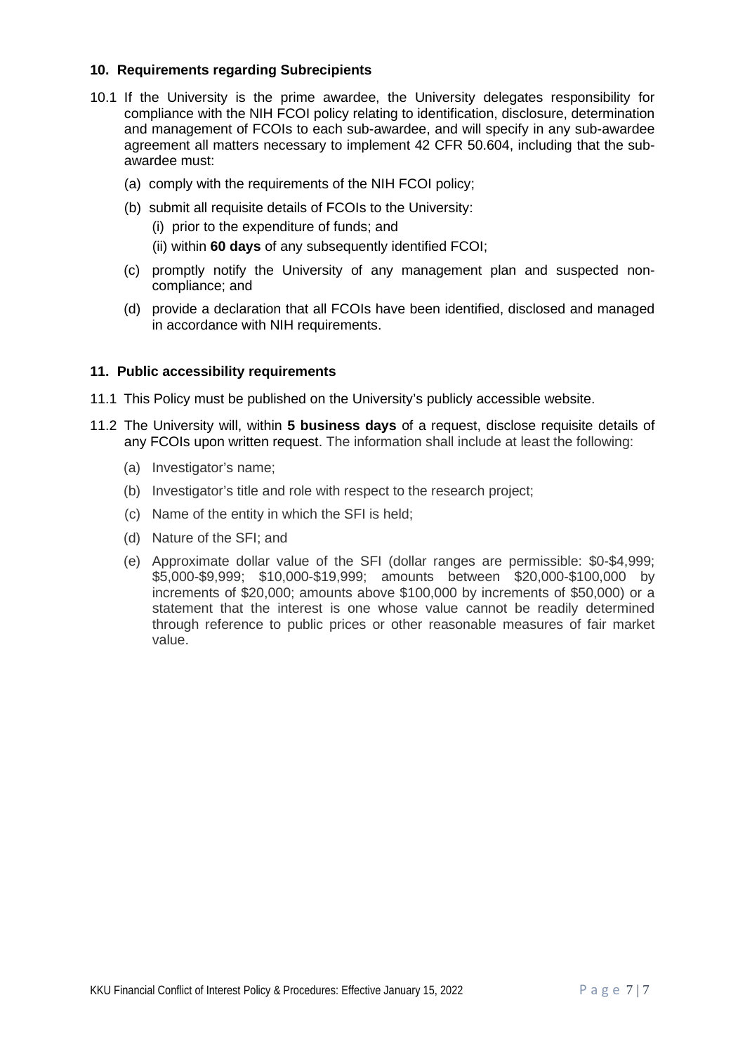## 10. Requirements regarding Subrecipients

10.1 If the University is the prime awardee, the University delegates responsibility for compliance with the NIH FCOI policy relating to identification, disclosure, determination and management of FCOIs to each sub-awardee, and will specify in any sub-awardee agreement all matters necessary to implement 42 CFR 50.604, including that the sub-awardee must:

(a) comply with the requirements of the NIH FCOI policy;

(b) submit all requisite details of FCOIs to the University:

(i) prior to the expenditure of funds; and

(ii) within **60 days** of any subsequently identified FCOI;

(c) promptly notify the University of any management plan and suspected non-compliance; and

(d) provide a declaration that all FCOIs have been identified, disclosed and managed in accordance with NIH requirements.

## 11. Public accessibility requirements

11.1 This Policy must be published on the University's publicly accessible website.

11.2 The University will, within **5 business days** of a request, disclose requisite details of any FCOIs upon written request. The information shall include at least the following:

(a) Investigator's name;

(b) Investigator's title and role with respect to the research project;

(c) Name of the entity in which the SFI is held;

(d) Nature of the SFI; and

(e) Approximate dollar value of the SFI (dollar ranges are permissible: $0-$4,999; $5,000-$9,999; $10,000-$19,999; amounts between $20,000-$100,000 by increments of $20,000; amounts above $100,000 by increments of $50,000) or a statement that the interest is one whose value cannot be readily determined through reference to public prices or other reasonable measures of fair market value.